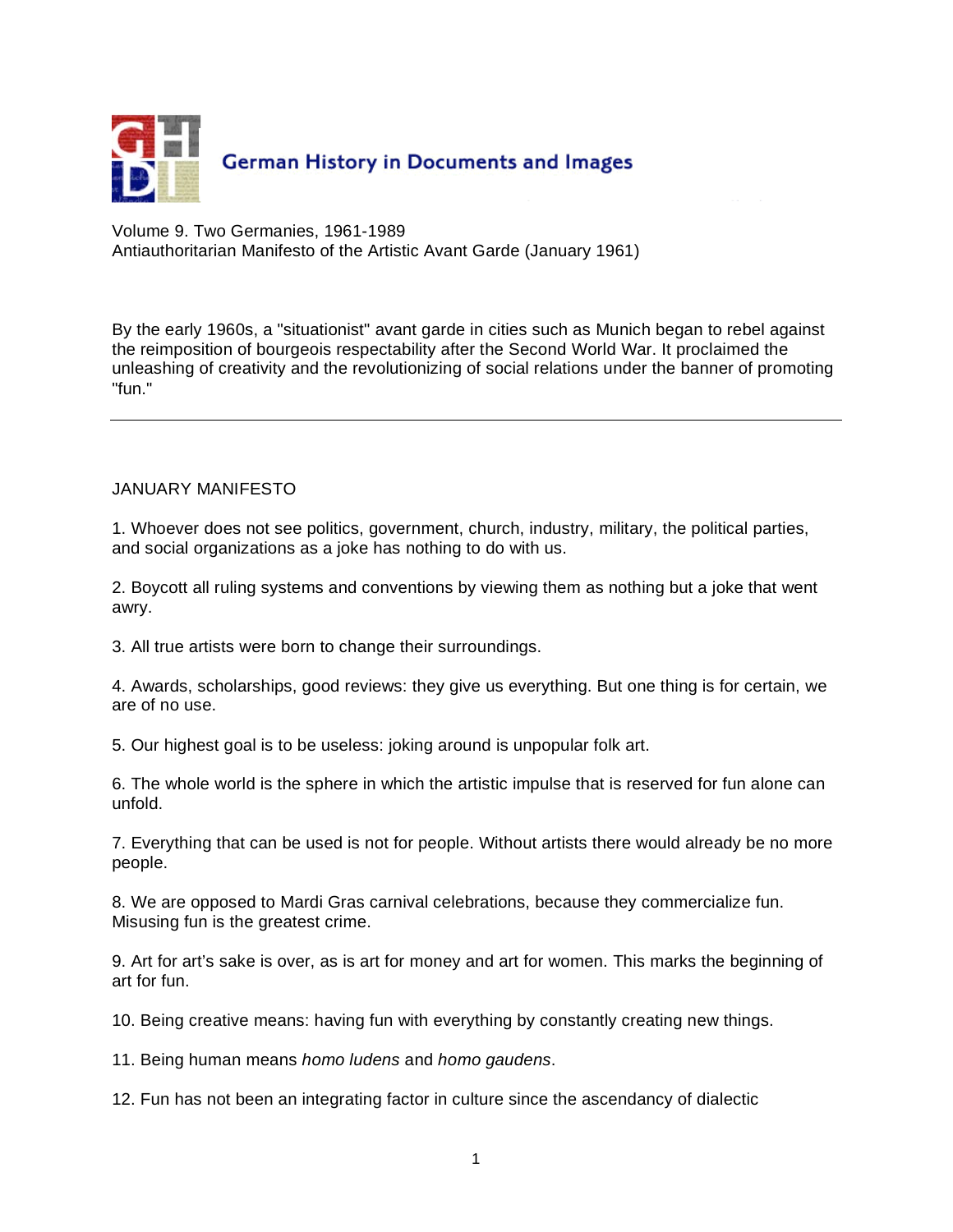German History in Documents and Images

Volume 9. Two Germanies, 1961-1989
Antiauthoritarian Manifesto of the Artistic Avant Garde (January 1961)

By the early 1960s, a "situationist" avant garde in cities such as Munich began to rebel against the reimposition of bourgeois respectability after the Second World War. It proclaimed the unleashing of creativity and the revolutionizing of social relations under the banner of promoting "fun."

---

JANUARY MANIFESTO

1. Whoever does not see politics, government, church, industry, military, the political parties, and social organizations as a joke has nothing to do with us.

2. Boycott all ruling systems and conventions by viewing them as nothing but a joke that went awry.

3. All true artists were born to change their surroundings.

4. Awards, scholarships, good reviews: they give us everything. But one thing is for certain, we are of no use.

5. Our highest goal is to be useless: joking around is unpopular folk art.

6. The whole world is the sphere in which the artistic impulse that is reserved for fun alone can unfold.

7. Everything that can be used is not for people. Without artists there would already be no more people.

8. We are opposed to Mardi Gras carnival celebrations, because they commercialize fun. Misusing fun is the greatest crime.

9. Art for art's sake is over, as is art for money and art for women. This marks the beginning of art for fun.

10. Being creative means: having fun with everything by constantly creating new things.

11. Being human means *homo ludens* and *homo gaudens*.

12. Fun has not been an integrating factor in culture since the ascendancy of dialectic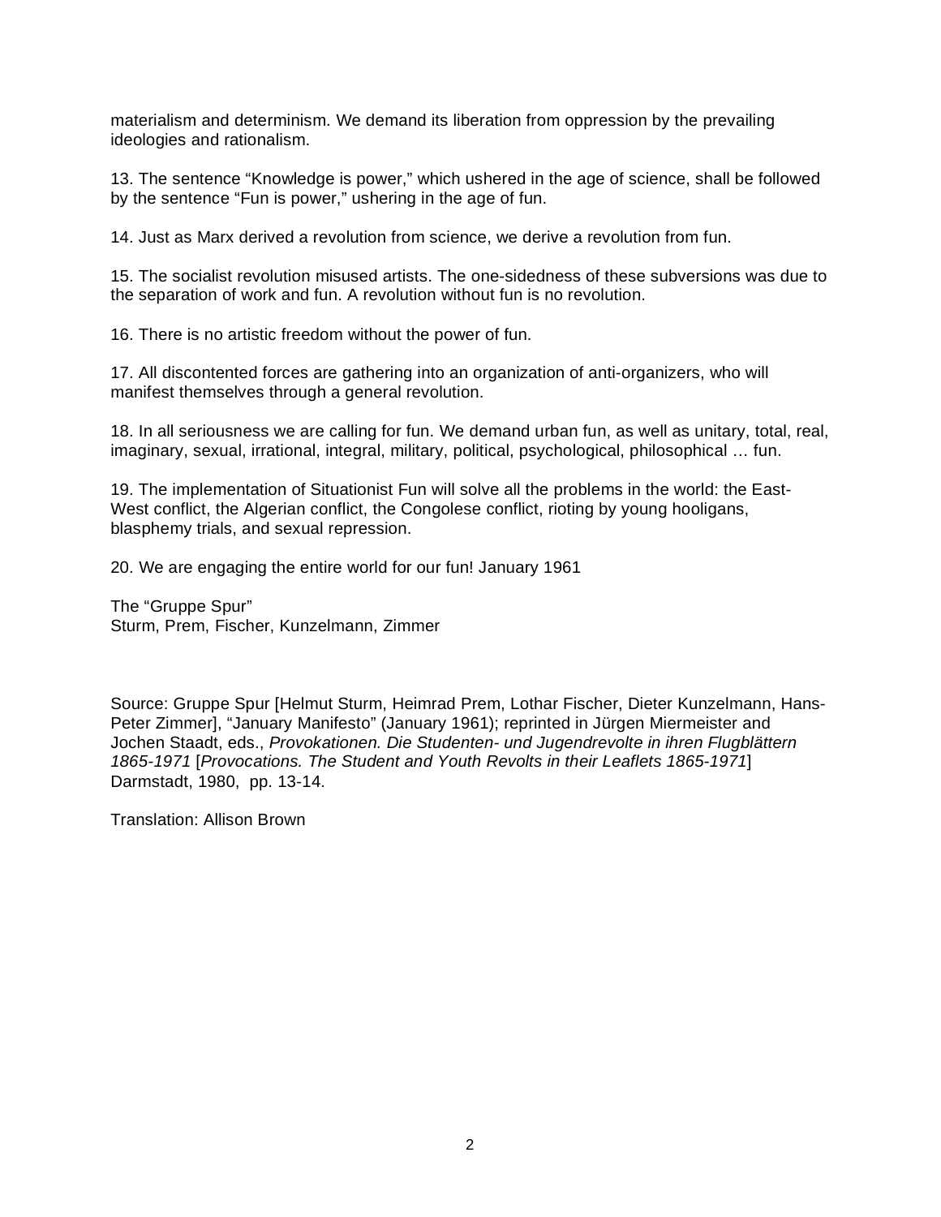materialism and determinism. We demand its liberation from oppression by the prevailing ideologies and rationalism.

13. The sentence “Knowledge is power,” which ushered in the age of science, shall be followed by the sentence “Fun is power,” ushering in the age of fun.

14. Just as Marx derived a revolution from science, we derive a revolution from fun.

15. The socialist revolution misused artists. The one-sidedness of these subversions was due to the separation of work and fun. A revolution without fun is no revolution.

16. There is no artistic freedom without the power of fun.

17. All discontented forces are gathering into an organization of anti-organizers, who will manifest themselves through a general revolution.

18. In all seriousness we are calling for fun. We demand urban fun, as well as unitary, total, real, imaginary, sexual, irrational, integral, military, political, psychological, philosophical … fun.

19. The implementation of Situationist Fun will solve all the problems in the world: the East-West conflict, the Algerian conflict, the Congolese conflict, rioting by young hooligans, blasphemy trials, and sexual repression.

20. We are engaging the entire world for our fun! January 1961

The “Gruppe Spur”
Sturm, Prem, Fischer, Kunzelmann, Zimmer

Source: Gruppe Spur [Helmut Sturm, Heimrad Prem, Lothar Fischer, Dieter Kunzelmann, Hans-Peter Zimmer], “January Manifesto” (January 1961); reprinted in Jürgen Miermeister and Jochen Staadt, eds., *Provokationen. Die Studenten- und Jugendrevolte in ihren Flugblättern 1865-1971* [*Provocations. The Student and Youth Revolts in their Leaflets 1865-1971*] Darmstadt, 1980, pp. 13-14.

Translation: Allison Brown